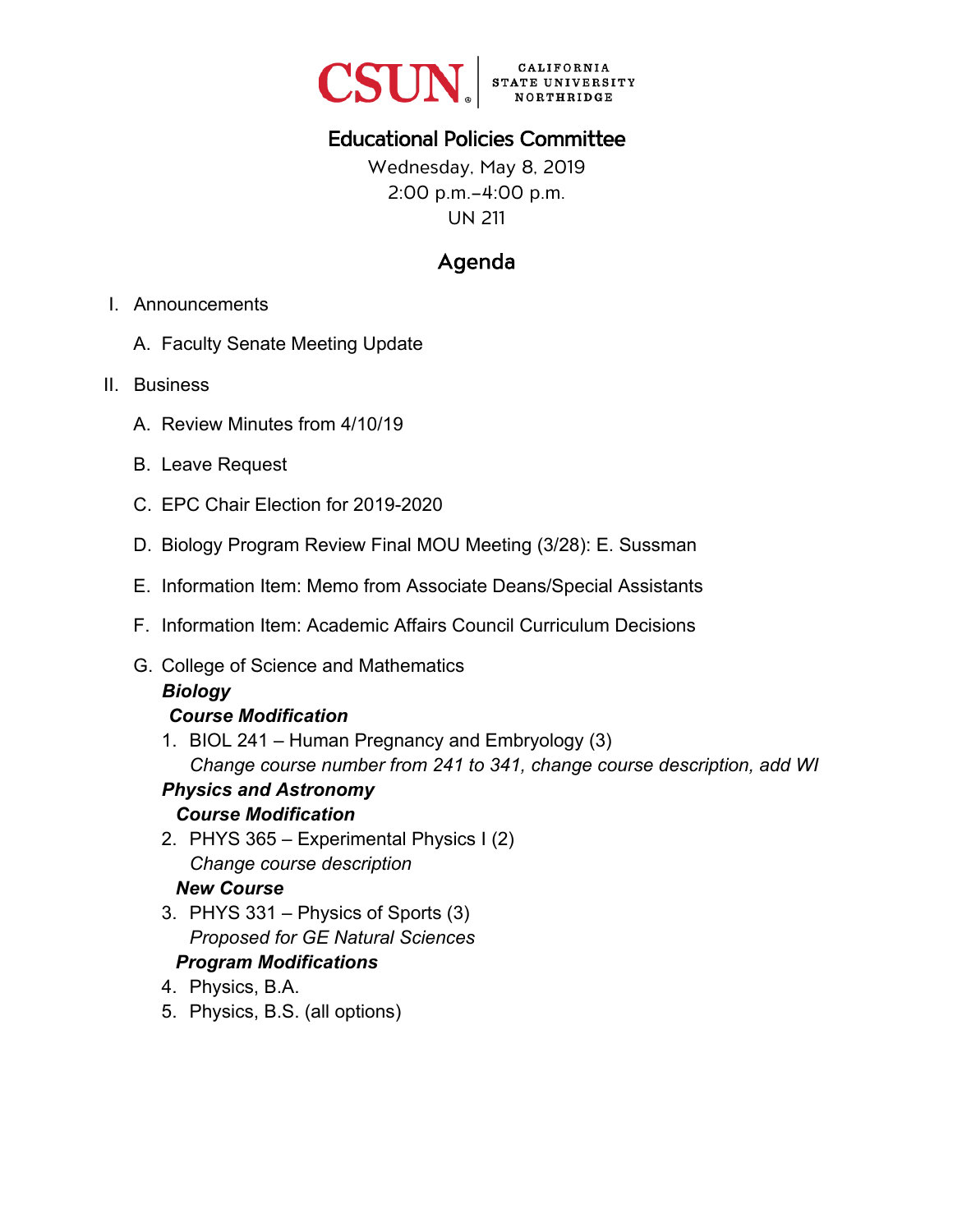CSUN | CALIFORNIA STATE UNIVERSITY NORTHRIDGE

# Educational Policies Committee

Wednesday, May 8, 2019
2:00 p.m.–4:00 p.m.
UN 211

## Agenda

I. Announcements

   A. Faculty Senate Meeting Update

II. Business

   A. Review Minutes from 4/10/19

   B. Leave Request

   C. EPC Chair Election for 2019-2020

   D. Biology Program Review Final MOU Meeting (3/28): E. Sussman

   E. Information Item: Memo from Associate Deans/Special Assistants

   F. Information Item: Academic Affairs Council Curriculum Decisions

   G. College of Science and Mathematics

      ***Biology***

      ***Course Modification***

      1. BIOL 241 – Human Pregnancy and Embryology (3)
         *Change course number from 241 to 341, change course description, add WI*

      ***Physics and Astronomy***

      ***Course Modification***

      2. PHYS 365 – Experimental Physics I (2)
         *Change course description*

      ***New Course***

      3. PHYS 331 – Physics of Sports (3)
         *Proposed for GE Natural Sciences*

      ***Program Modifications***

      4. Physics, B.A.
      5. Physics, B.S. (all options)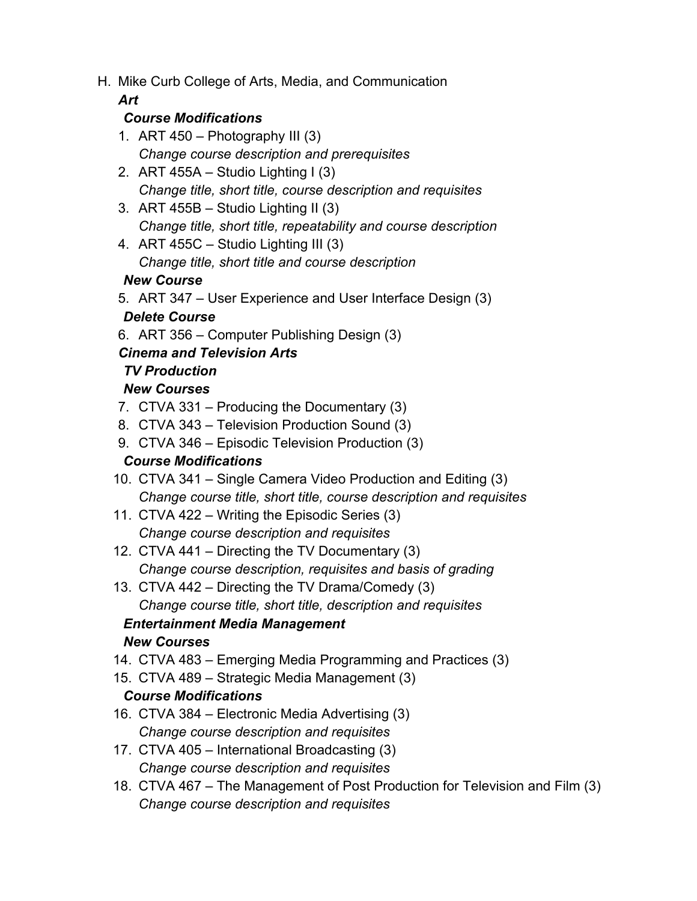H. Mike Curb College of Arts, Media, and Communication

***Art***

***Course Modifications***

1. ART 450 – Photography III (3)
   *Change course description and prerequisites*
2. ART 455A – Studio Lighting I (3)
   *Change title, short title, course description and requisites*
3. ART 455B – Studio Lighting II (3)
   *Change title, short title, repeatability and course description*
4. ART 455C – Studio Lighting III (3)
   *Change title, short title and course description*

***New Course***

5. ART 347 – User Experience and User Interface Design (3)

***Delete Course***

6. ART 356 – Computer Publishing Design (3)

***Cinema and Television Arts***

***TV Production***

***New Courses***

7. CTVA 331 – Producing the Documentary (3)
8. CTVA 343 – Television Production Sound (3)
9. CTVA 346 – Episodic Television Production (3)

***Course Modifications***

10. CTVA 341 – Single Camera Video Production and Editing (3)
    *Change course title, short title, course description and requisites*
11. CTVA 422 – Writing the Episodic Series (3)
    *Change course description and requisites*
12. CTVA 441 – Directing the TV Documentary (3)
    *Change course description, requisites and basis of grading*
13. CTVA 442 – Directing the TV Drama/Comedy (3)
    *Change course title, short title, description and requisites*

***Entertainment Media Management***

***New Courses***

14. CTVA 483 – Emerging Media Programming and Practices (3)
15. CTVA 489 – Strategic Media Management (3)

***Course Modifications***

16. CTVA 384 – Electronic Media Advertising (3)
    *Change course description and requisites*
17. CTVA 405 – International Broadcasting (3)
    *Change course description and requisites*
18. CTVA 467 – The Management of Post Production for Television and Film (3)
    *Change course description and requisites*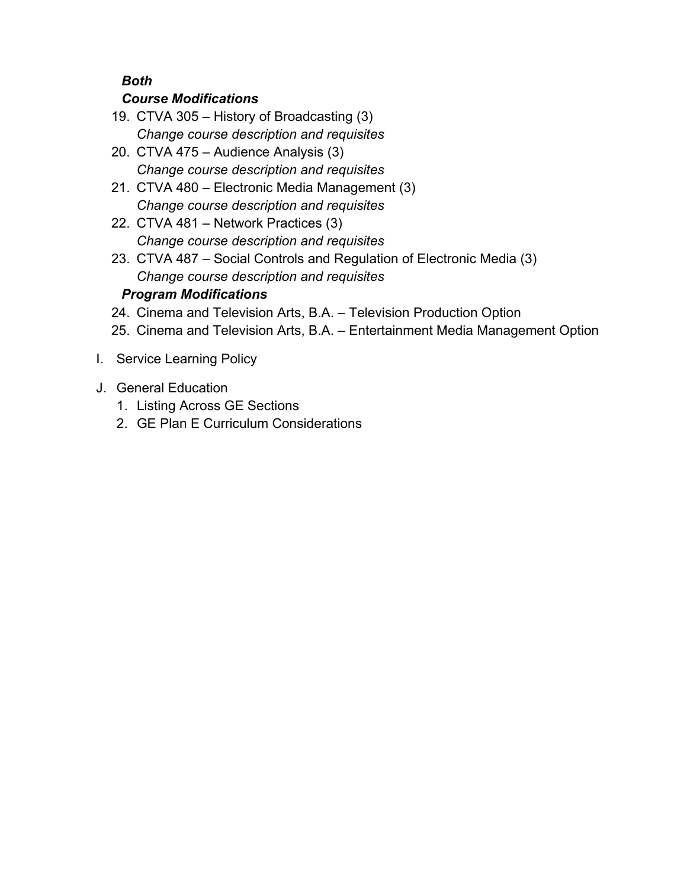***Both***

***Course Modifications***

19. CTVA 305 – History of Broadcasting (3)
    *Change course description and requisites*
20. CTVA 475 – Audience Analysis (3)
    *Change course description and requisites*
21. CTVA 480 – Electronic Media Management (3)
    *Change course description and requisites*
22. CTVA 481 – Network Practices (3)
    *Change course description and requisites*
23. CTVA 487 – Social Controls and Regulation of Electronic Media (3)
    *Change course description and requisites*

***Program Modifications***

24. Cinema and Television Arts, B.A. – Television Production Option
25. Cinema and Television Arts, B.A. – Entertainment Media Management Option

I. Service Learning Policy

J. General Education
   1. Listing Across GE Sections
   2. GE Plan E Curriculum Considerations